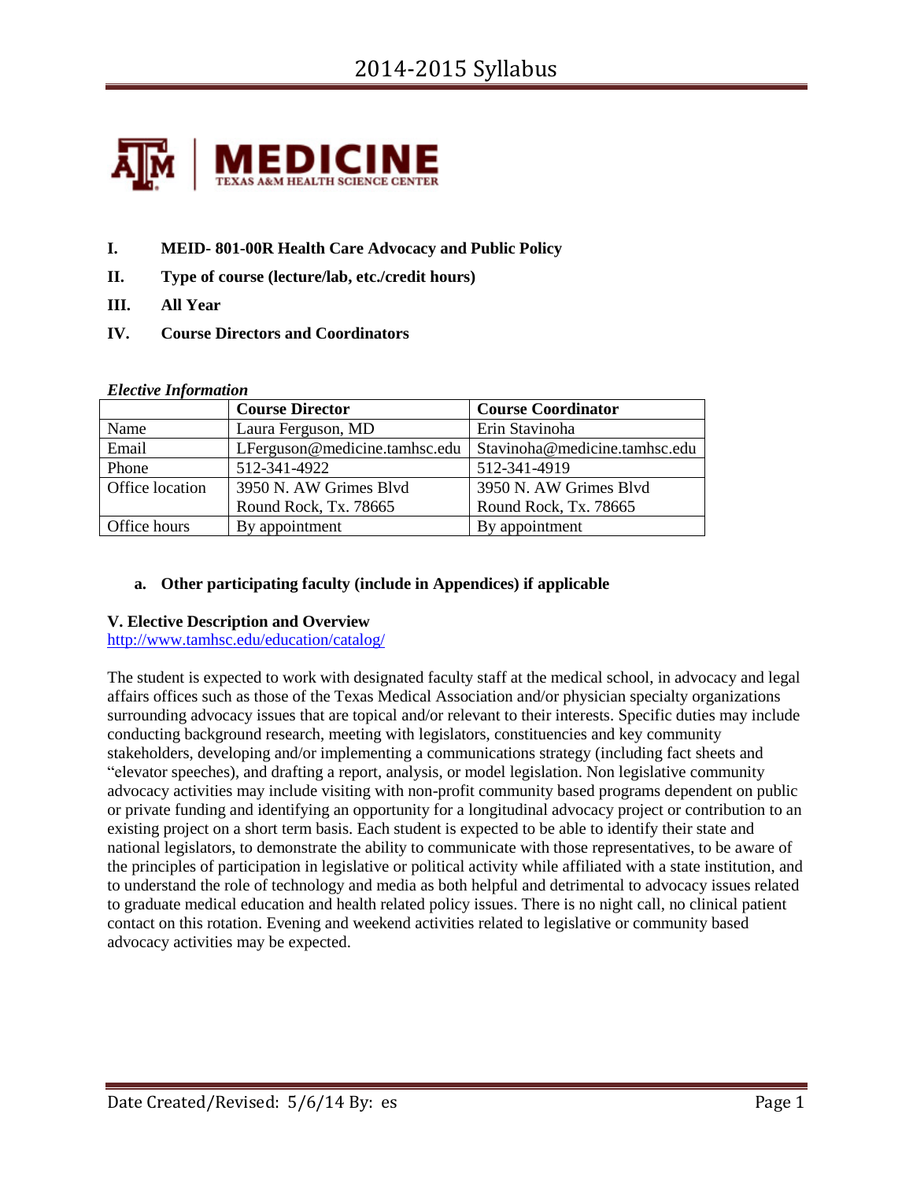**I. MEID- 801-00R Health Care Advocacy and Public Policy**

**II. Type of course (lecture/lab, etc./credit hours)**

**III. All Year**

**IV. Course Directors and Coordinators**

***Elective Information***

| | Course Director | Course Coordinator |
|---|---|---|
| Name | Laura Ferguson, MD | Erin Stavinoha |
| Email | LFerguson@medicine.tamhsc.edu | Stavinoha@medicine.tamhsc.edu |
| Phone | 512-341-4922 | 512-341-4919 |
| Office location | 3950 N. AW Grimes Blvd Round Rock, Tx. 78665 | 3950 N. AW Grimes Blvd Round Rock, Tx. 78665 |
| Office hours | By appointment | By appointment |

**a. Other participating faculty (include in Appendices) if applicable**

**V. Elective Description and Overview**

http://www.tamhsc.edu/education/catalog/

The student is expected to work with designated faculty staff at the medical school, in advocacy and legal affairs offices such as those of the Texas Medical Association and/or physician specialty organizations surrounding advocacy issues that are topical and/or relevant to their interests. Specific duties may include conducting background research, meeting with legislators, constituencies and key community stakeholders, developing and/or implementing a communications strategy (including fact sheets and "elevator speeches), and drafting a report, analysis, or model legislation. Non legislative community advocacy activities may include visiting with non-profit community based programs dependent on public or private funding and identifying an opportunity for a longitudinal advocacy project or contribution to an existing project on a short term basis. Each student is expected to be able to identify their state and national legislators, to demonstrate the ability to communicate with those representatives, to be aware of the principles of participation in legislative or political activity while affiliated with a state institution, and to understand the role of technology and media as both helpful and detrimental to advocacy issues related to graduate medical education and health related policy issues. There is no night call, no clinical patient contact on this rotation. Evening and weekend activities related to legislative or community based advocacy activities may be expected.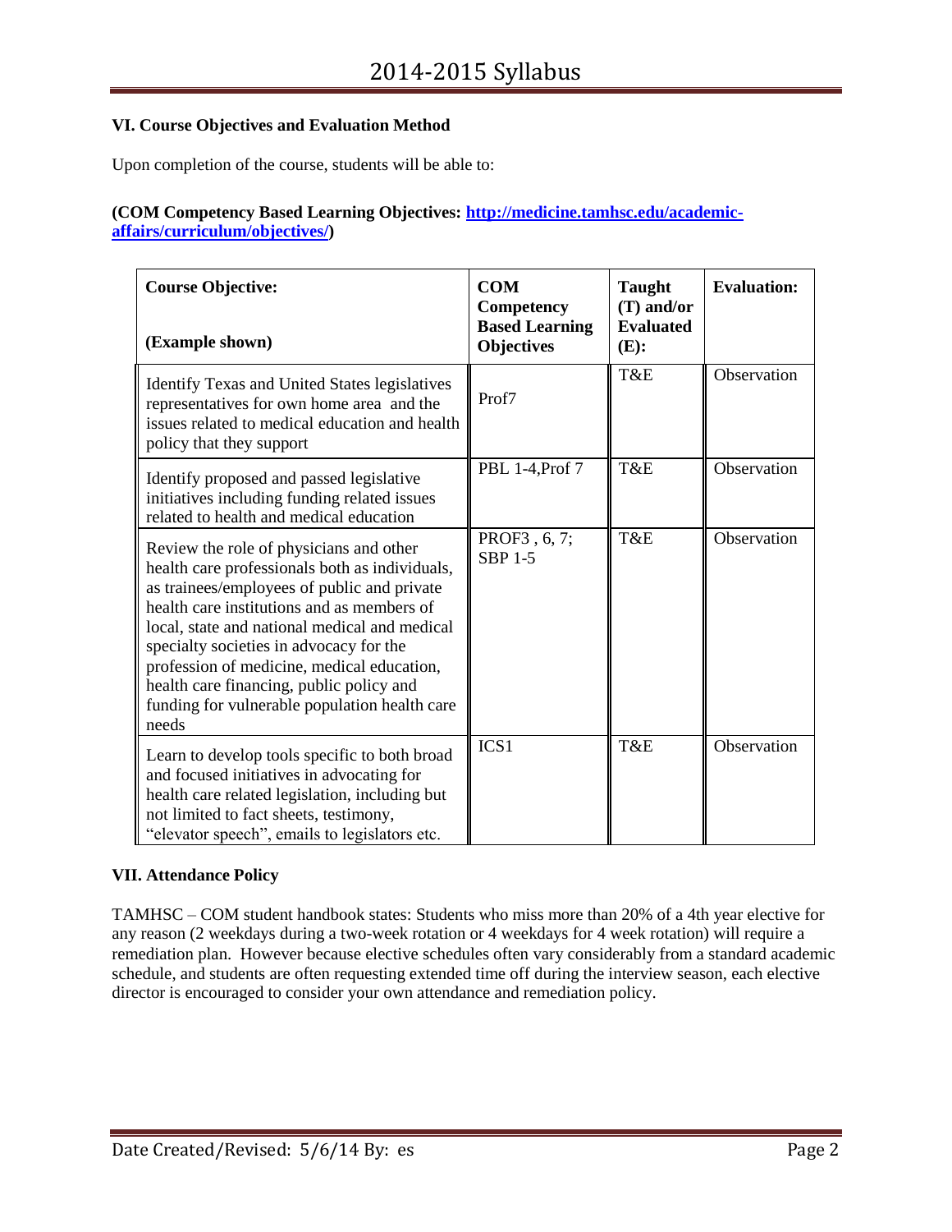### VI. Course Objectives and Evaluation Method

Upon completion of the course, students will be able to:

**(COM Competency Based Learning Objectives: [http://medicine.tamhsc.edu/academic-affairs/curriculum/objectives/](http://medicine.tamhsc.edu/academic-affairs/curriculum/objectives/))**

| **Course Objective:** **(Example shown)** | **COM Competency Based Learning Objectives** | **Taught (T) and/or Evaluated (E):** | **Evaluation:** |
|---|---|---|---|
| Identify Texas and United States legislatives representatives for own home area and the issues related to medical education and health policy that they support | Prof7 | T&E | Observation |
| Identify proposed and passed legislative initiatives including funding related issues related to health and medical education | PBL 1-4,Prof 7 | T&E | Observation |
| Review the role of physicians and other health care professionals both as individuals, as trainees/employees of public and private health care institutions and as members of local, state and national medical and medical specialty societies in advocacy for the profession of medicine, medical education, health care financing, public policy and funding for vulnerable population health care needs | PROF3 , 6, 7; SBP 1-5 | T&E | Observation |
| Learn to develop tools specific to both broad and focused initiatives in advocating for health care related legislation, including but not limited to fact sheets, testimony, "elevator speech", emails to legislators etc. | ICS1 | T&E | Observation |

### VII. Attendance Policy

TAMHSC – COM student handbook states: Students who miss more than 20% of a 4th year elective for any reason (2 weekdays during a two-week rotation or 4 weekdays for 4 week rotation) will require a remediation plan. However because elective schedules often vary considerably from a standard academic schedule, and students are often requesting extended time off during the interview season, each elective director is encouraged to consider your own attendance and remediation policy.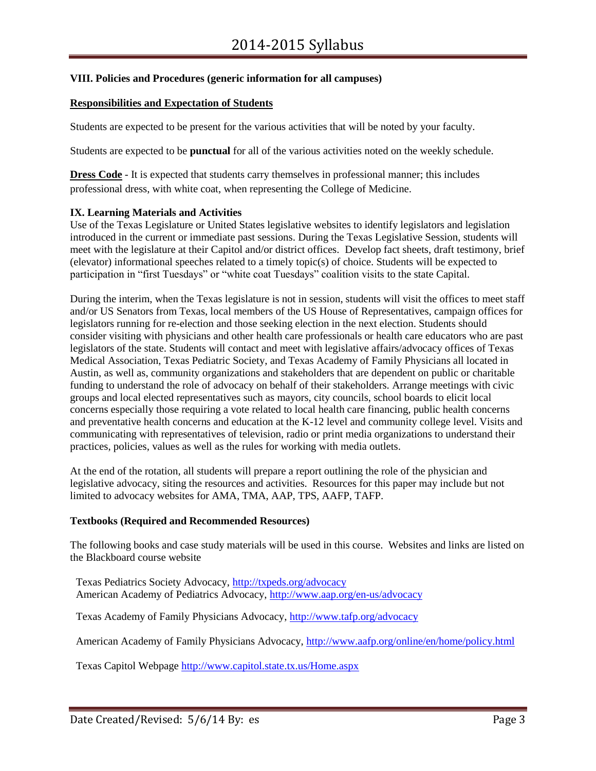**VIII. Policies and Procedures (generic information for all campuses)**

**Responsibilities and Expectation of Students**

Students are expected to be present for the various activities that will be noted by your faculty.

Students are expected to be **punctual** for all of the various activities noted on the weekly schedule.

**Dress Code** - It is expected that students carry themselves in professional manner; this includes professional dress, with white coat, when representing the College of Medicine.

**IX. Learning Materials and Activities**

Use of the Texas Legislature or United States legislative websites to identify legislators and legislation introduced in the current or immediate past sessions. During the Texas Legislative Session, students will meet with the legislature at their Capitol and/or district offices. Develop fact sheets, draft testimony, brief (elevator) informational speeches related to a timely topic(s) of choice. Students will be expected to participation in "first Tuesdays" or "white coat Tuesdays" coalition visits to the state Capital.

During the interim, when the Texas legislature is not in session, students will visit the offices to meet staff and/or US Senators from Texas, local members of the US House of Representatives, campaign offices for legislators running for re-election and those seeking election in the next election. Students should consider visiting with physicians and other health care professionals or health care educators who are past legislators of the state. Students will contact and meet with legislative affairs/advocacy offices of Texas Medical Association, Texas Pediatric Society, and Texas Academy of Family Physicians all located in Austin, as well as, community organizations and stakeholders that are dependent on public or charitable funding to understand the role of advocacy on behalf of their stakeholders. Arrange meetings with civic groups and local elected representatives such as mayors, city councils, school boards to elicit local concerns especially those requiring a vote related to local health care financing, public health concerns and preventative health concerns and education at the K-12 level and community college level. Visits and communicating with representatives of television, radio or print media organizations to understand their practices, policies, values as well as the rules for working with media outlets.

At the end of the rotation, all students will prepare a report outlining the role of the physician and legislative advocacy, siting the resources and activities. Resources for this paper may include but not limited to advocacy websites for AMA, TMA, AAP, TPS, AAFP, TAFP.

**Textbooks (Required and Recommended Resources)**

The following books and case study materials will be used in this course. Websites and links are listed on the Blackboard course website

Texas Pediatrics Society Advocacy, http://txpeds.org/advocacy
American Academy of Pediatrics Advocacy, http://www.aap.org/en-us/advocacy

Texas Academy of Family Physicians Advocacy, http://www.tafp.org/advocacy

American Academy of Family Physicians Advocacy, http://www.aafp.org/online/en/home/policy.html

Texas Capitol Webpage http://www.capitol.state.tx.us/Home.aspx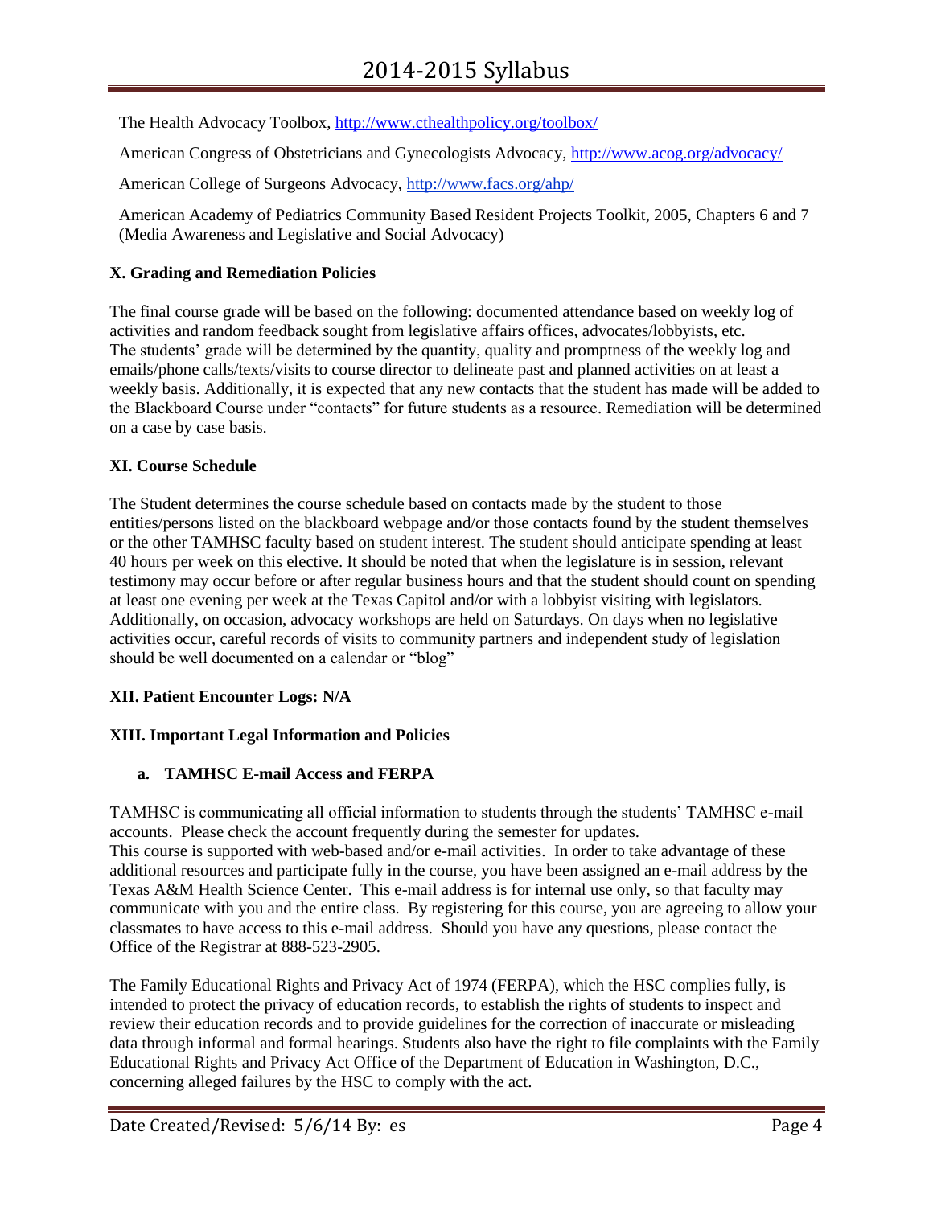The Health Advocacy Toolbox, http://www.cthealthpolicy.org/toolbox/

American Congress of Obstetricians and Gynecologists Advocacy, http://www.acog.org/advocacy/

American College of Surgeons Advocacy, http://www.facs.org/ahp/

American Academy of Pediatrics Community Based Resident Projects Toolkit, 2005, Chapters 6 and 7 (Media Awareness and Legislative and Social Advocacy)

**X. Grading and Remediation Policies**

The final course grade will be based on the following: documented attendance based on weekly log of activities and random feedback sought from legislative affairs offices, advocates/lobbyists, etc. The students' grade will be determined by the quantity, quality and promptness of the weekly log and emails/phone calls/texts/visits to course director to delineate past and planned activities on at least a weekly basis. Additionally, it is expected that any new contacts that the student has made will be added to the Blackboard Course under "contacts" for future students as a resource. Remediation will be determined on a case by case basis.

**XI. Course Schedule**

The Student determines the course schedule based on contacts made by the student to those entities/persons listed on the blackboard webpage and/or those contacts found by the student themselves or the other TAMHSC faculty based on student interest. The student should anticipate spending at least 40 hours per week on this elective. It should be noted that when the legislature is in session, relevant testimony may occur before or after regular business hours and that the student should count on spending at least one evening per week at the Texas Capitol and/or with a lobbyist visiting with legislators. Additionally, on occasion, advocacy workshops are held on Saturdays. On days when no legislative activities occur, careful records of visits to community partners and independent study of legislation should be well documented on a calendar or "blog"

**XII. Patient Encounter Logs: N/A**

**XIII. Important Legal Information and Policies**

**a. TAMHSC E-mail Access and FERPA**

TAMHSC is communicating all official information to students through the students' TAMHSC e-mail accounts. Please check the account frequently during the semester for updates.
This course is supported with web-based and/or e-mail activities. In order to take advantage of these additional resources and participate fully in the course, you have been assigned an e-mail address by the Texas A&M Health Science Center. This e-mail address is for internal use only, so that faculty may communicate with you and the entire class. By registering for this course, you are agreeing to allow your classmates to have access to this e-mail address. Should you have any questions, please contact the Office of the Registrar at 888-523-2905.

The Family Educational Rights and Privacy Act of 1974 (FERPA), which the HSC complies fully, is intended to protect the privacy of education records, to establish the rights of students to inspect and review their education records and to provide guidelines for the correction of inaccurate or misleading data through informal and formal hearings. Students also have the right to file complaints with the Family Educational Rights and Privacy Act Office of the Department of Education in Washington, D.C., concerning alleged failures by the HSC to comply with the act.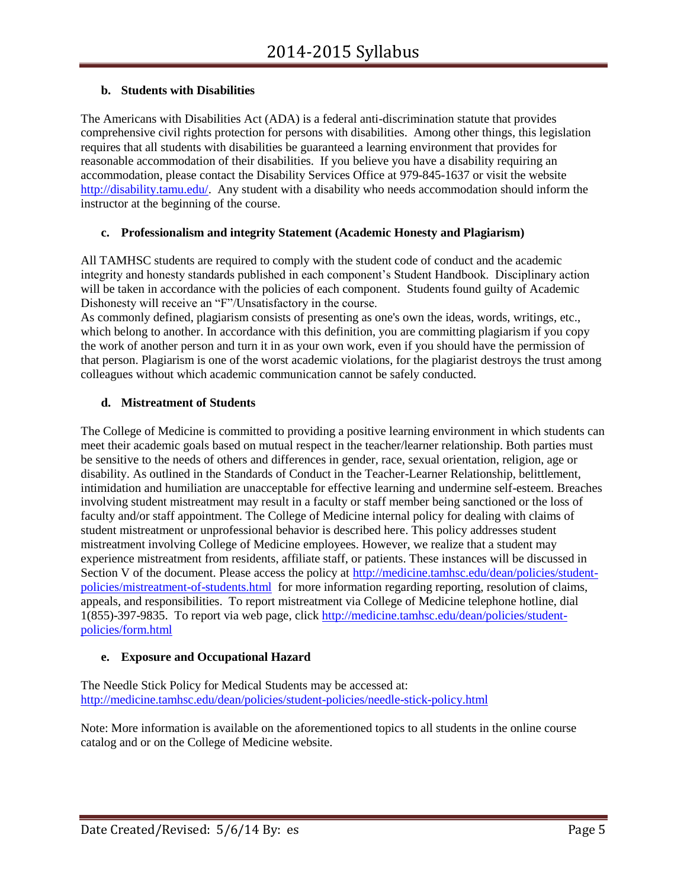### b. Students with Disabilities

The Americans with Disabilities Act (ADA) is a federal anti-discrimination statute that provides comprehensive civil rights protection for persons with disabilities. Among other things, this legislation requires that all students with disabilities be guaranteed a learning environment that provides for reasonable accommodation of their disabilities. If you believe you have a disability requiring an accommodation, please contact the Disability Services Office at 979-845-1637 or visit the website http://disability.tamu.edu/. Any student with a disability who needs accommodation should inform the instructor at the beginning of the course.

### c. Professionalism and integrity Statement (Academic Honesty and Plagiarism)

All TAMHSC students are required to comply with the student code of conduct and the academic integrity and honesty standards published in each component's Student Handbook. Disciplinary action will be taken in accordance with the policies of each component. Students found guilty of Academic Dishonesty will receive an "F"/Unsatisfactory in the course.
As commonly defined, plagiarism consists of presenting as one's own the ideas, words, writings, etc., which belong to another. In accordance with this definition, you are committing plagiarism if you copy the work of another person and turn it in as your own work, even if you should have the permission of that person. Plagiarism is one of the worst academic violations, for the plagiarist destroys the trust among colleagues without which academic communication cannot be safely conducted.

### d. Mistreatment of Students

The College of Medicine is committed to providing a positive learning environment in which students can meet their academic goals based on mutual respect in the teacher/learner relationship. Both parties must be sensitive to the needs of others and differences in gender, race, sexual orientation, religion, age or disability. As outlined in the Standards of Conduct in the Teacher-Learner Relationship, belittlement, intimidation and humiliation are unacceptable for effective learning and undermine self-esteem. Breaches involving student mistreatment may result in a faculty or staff member being sanctioned or the loss of faculty and/or staff appointment. The College of Medicine internal policy for dealing with claims of student mistreatment or unprofessional behavior is described here. This policy addresses student mistreatment involving College of Medicine employees. However, we realize that a student may experience mistreatment from residents, affiliate staff, or patients. These instances will be discussed in Section V of the document. Please access the policy at http://medicine.tamhsc.edu/dean/policies/student-policies/mistreatment-of-students.html for more information regarding reporting, resolution of claims, appeals, and responsibilities. To report mistreatment via College of Medicine telephone hotline, dial 1(855)-397-9835. To report via web page, click http://medicine.tamhsc.edu/dean/policies/student-policies/form.html

### e. Exposure and Occupational Hazard

The Needle Stick Policy for Medical Students may be accessed at:
http://medicine.tamhsc.edu/dean/policies/student-policies/needle-stick-policy.html

Note: More information is available on the aforementioned topics to all students in the online course catalog and or on the College of Medicine website.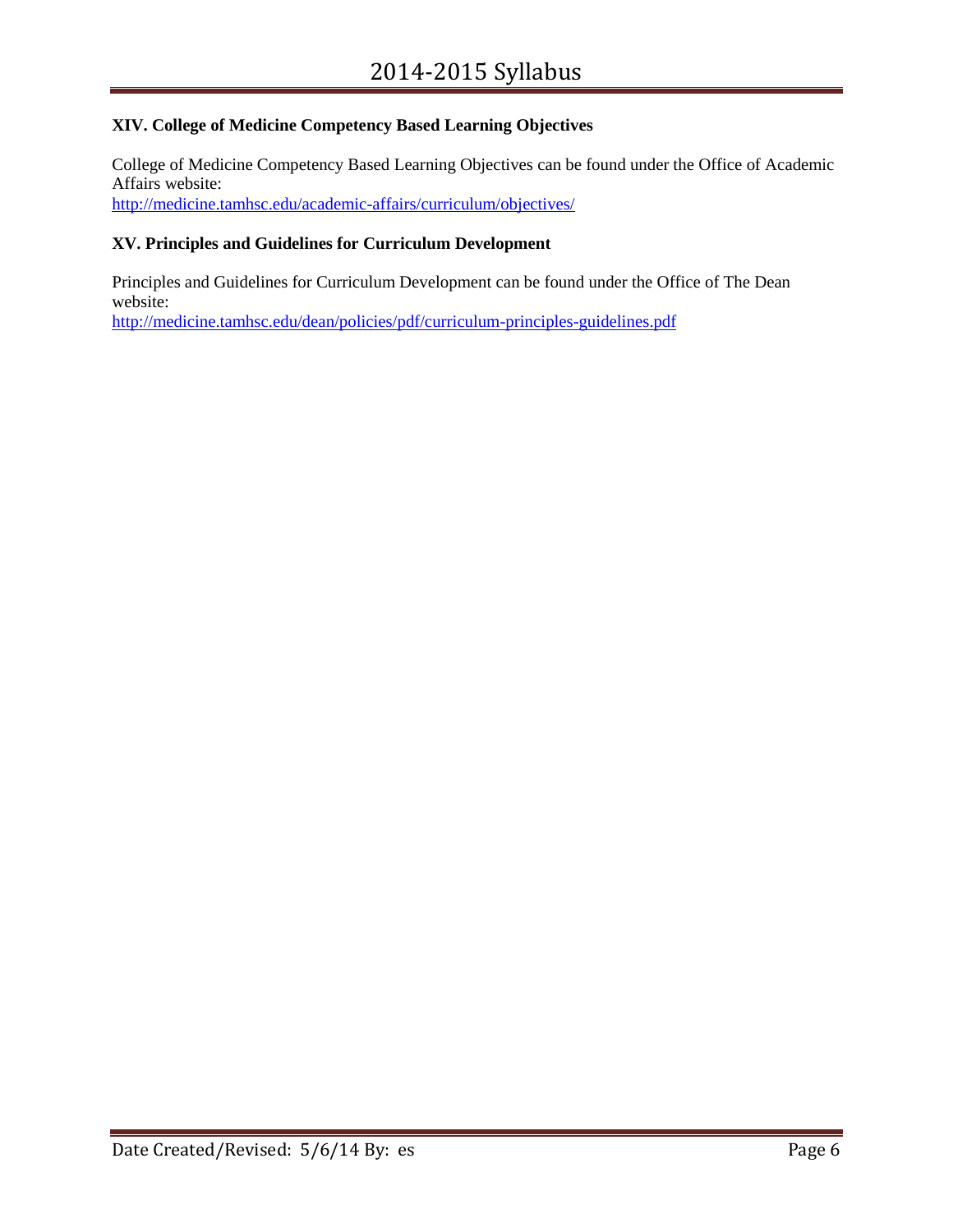**XIV. College of Medicine Competency Based Learning Objectives**

College of Medicine Competency Based Learning Objectives can be found under the Office of Academic Affairs website:
http://medicine.tamhsc.edu/academic-affairs/curriculum/objectives/

**XV. Principles and Guidelines for Curriculum Development**

Principles and Guidelines for Curriculum Development can be found under the Office of The Dean website:
http://medicine.tamhsc.edu/dean/policies/pdf/curriculum-principles-guidelines.pdf